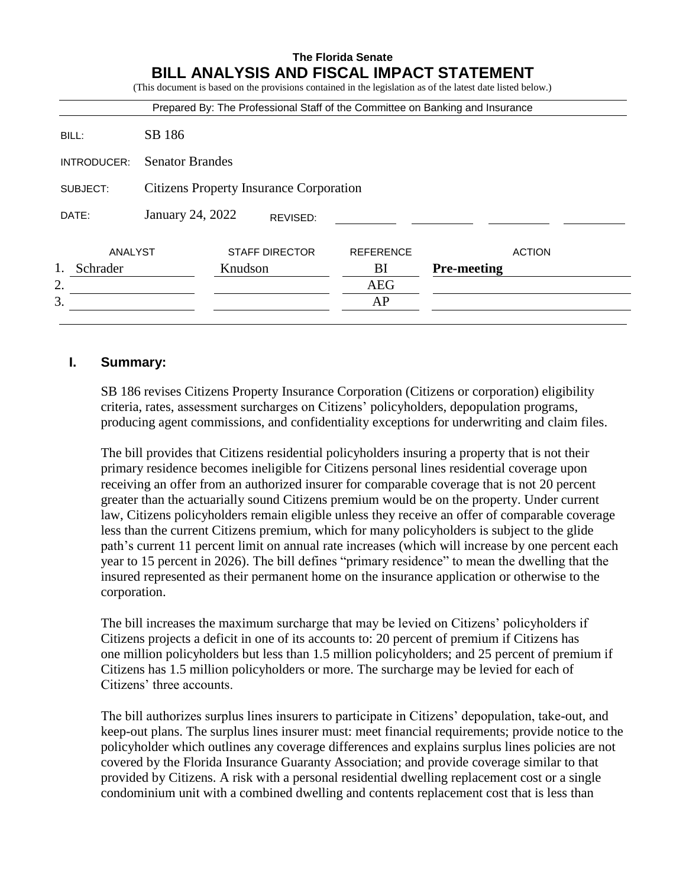**The Florida Senate**

# BILL ANALYSIS AND FISCAL IMPACT STATEMENT

(This document is based on the provisions contained in the legislation as of the latest date listed below.)

Prepared By: The Professional Staff of the Committee on Banking and Insurance

| | |
|---|---|
| BILL: | SB 186 |
| INTRODUCER: | Senator Brandes |
| SUBJECT: | Citizens Property Insurance Corporation |
| DATE: | January 24, 2022 REVISED: |

| | ANALYST | STAFF DIRECTOR | REFERENCE | ACTION |
|---|---|---|---|---|
| 1. | Schrader | Knudson | BI | **Pre-meeting** |
| 2. | | | AEG | |
| 3. | | | AP | |

## I. Summary:

SB 186 revises Citizens Property Insurance Corporation (Citizens or corporation) eligibility criteria, rates, assessment surcharges on Citizens' policyholders, depopulation programs, producing agent commissions, and confidentiality exceptions for underwriting and claim files.

The bill provides that Citizens residential policyholders insuring a property that is not their primary residence becomes ineligible for Citizens personal lines residential coverage upon receiving an offer from an authorized insurer for comparable coverage that is not 20 percent greater than the actuarially sound Citizens premium would be on the property. Under current law, Citizens policyholders remain eligible unless they receive an offer of comparable coverage less than the current Citizens premium, which for many policyholders is subject to the glide path's current 11 percent limit on annual rate increases (which will increase by one percent each year to 15 percent in 2026). The bill defines "primary residence" to mean the dwelling that the insured represented as their permanent home on the insurance application or otherwise to the corporation.

The bill increases the maximum surcharge that may be levied on Citizens' policyholders if Citizens projects a deficit in one of its accounts to: 20 percent of premium if Citizens has one million policyholders but less than 1.5 million policyholders; and 25 percent of premium if Citizens has 1.5 million policyholders or more. The surcharge may be levied for each of Citizens' three accounts.

The bill authorizes surplus lines insurers to participate in Citizens' depopulation, take-out, and keep-out plans. The surplus lines insurer must: meet financial requirements; provide notice to the policyholder which outlines any coverage differences and explains surplus lines policies are not covered by the Florida Insurance Guaranty Association; and provide coverage similar to that provided by Citizens. A risk with a personal residential dwelling replacement cost or a single condominium unit with a combined dwelling and contents replacement cost that is less than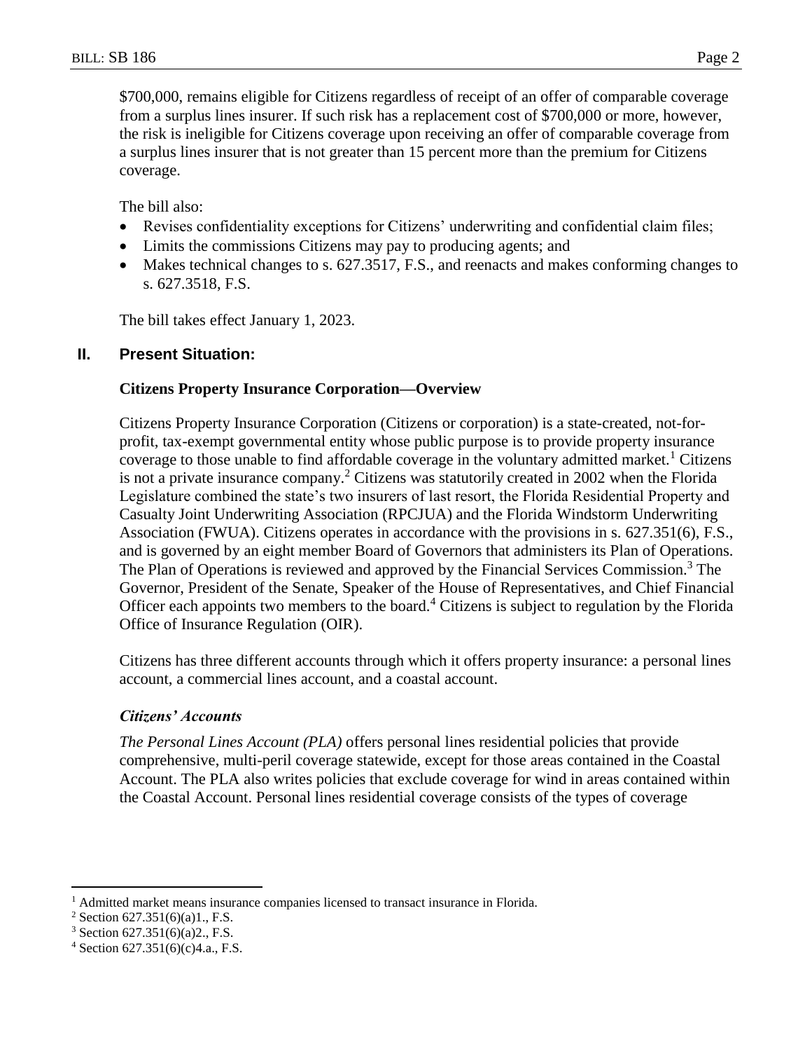$700,000, remains eligible for Citizens regardless of receipt of an offer of comparable coverage from a surplus lines insurer. If such risk has a replacement cost of $700,000 or more, however, the risk is ineligible for Citizens coverage upon receiving an offer of comparable coverage from a surplus lines insurer that is not greater than 15 percent more than the premium for Citizens coverage.

The bill also:

- Revises confidentiality exceptions for Citizens' underwriting and confidential claim files;
- Limits the commissions Citizens may pay to producing agents; and
- Makes technical changes to s. 627.3517, F.S., and reenacts and makes conforming changes to s. 627.3518, F.S.

The bill takes effect January 1, 2023.

## II. Present Situation:

### Citizens Property Insurance Corporation—Overview

Citizens Property Insurance Corporation (Citizens or corporation) is a state-created, not-for-profit, tax-exempt governmental entity whose public purpose is to provide property insurance coverage to those unable to find affordable coverage in the voluntary admitted market.[1] Citizens is not a private insurance company.[2] Citizens was statutorily created in 2002 when the Florida Legislature combined the state's two insurers of last resort, the Florida Residential Property and Casualty Joint Underwriting Association (RPCJUA) and the Florida Windstorm Underwriting Association (FWUA). Citizens operates in accordance with the provisions in s. 627.351(6), F.S., and is governed by an eight member Board of Governors that administers its Plan of Operations. The Plan of Operations is reviewed and approved by the Financial Services Commission.[3] The Governor, President of the Senate, Speaker of the House of Representatives, and Chief Financial Officer each appoints two members to the board.[4] Citizens is subject to regulation by the Florida Office of Insurance Regulation (OIR).

Citizens has three different accounts through which it offers property insurance: a personal lines account, a commercial lines account, and a coastal account.

#### *Citizens' Accounts*

*The Personal Lines Account (PLA)* offers personal lines residential policies that provide comprehensive, multi-peril coverage statewide, except for those areas contained in the Coastal Account. The PLA also writes policies that exclude coverage for wind in areas contained within the Coastal Account. Personal lines residential coverage consists of the types of coverage

---

[1] Admitted market means insurance companies licensed to transact insurance in Florida.

[2] Section 627.351(6)(a)1., F.S.

[3] Section 627.351(6)(a)2., F.S.

[4] Section 627.351(6)(c)4.a., F.S.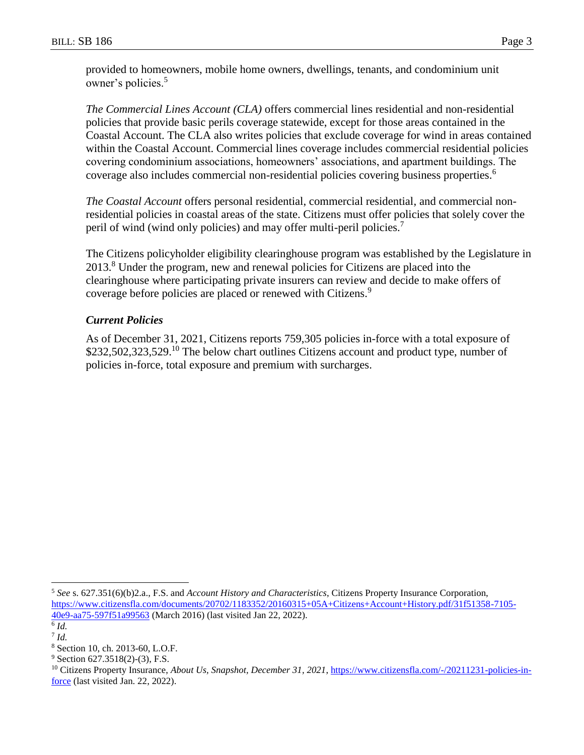provided to homeowners, mobile home owners, dwellings, tenants, and condominium unit owner's policies.[5]

*The Commercial Lines Account (CLA)* offers commercial lines residential and non-residential policies that provide basic perils coverage statewide, except for those areas contained in the Coastal Account. The CLA also writes policies that exclude coverage for wind in areas contained within the Coastal Account. Commercial lines coverage includes commercial residential policies covering condominium associations, homeowners' associations, and apartment buildings. The coverage also includes commercial non-residential policies covering business properties.[6]

*The Coastal Account* offers personal residential, commercial residential, and commercial non-residential policies in coastal areas of the state. Citizens must offer policies that solely cover the peril of wind (wind only policies) and may offer multi-peril policies.[7]

The Citizens policyholder eligibility clearinghouse program was established by the Legislature in 2013.[8] Under the program, new and renewal policies for Citizens are placed into the clearinghouse where participating private insurers can review and decide to make offers of coverage before policies are placed or renewed with Citizens.[9]

### *Current Policies*

As of December 31, 2021, Citizens reports 759,305 policies in-force with a total exposure of $232,502,323,529.[10] The below chart outlines Citizens account and product type, number of policies in-force, total exposure and premium with surcharges.

---

[5] *See* s. 627.351(6)(b)2.a., F.S. and *Account History and Characteristics*, Citizens Property Insurance Corporation, https://www.citizensfla.com/documents/20702/1183352/20160315+05A+Citizens+Account+History.pdf/31f51358-7105-40e9-aa75-597f51a99563 (March 2016) (last visited Jan 22, 2022).

[6] *Id.*

[7] *Id.*

[8] Section 10, ch. 2013-60, L.O.F.

[9] Section 627.3518(2)-(3), F.S.

[10] Citizens Property Insurance, *About Us, Snapshot, December 31, 2021*, https://www.citizensfla.com/-/20211231-policies-in-force (last visited Jan. 22, 2022).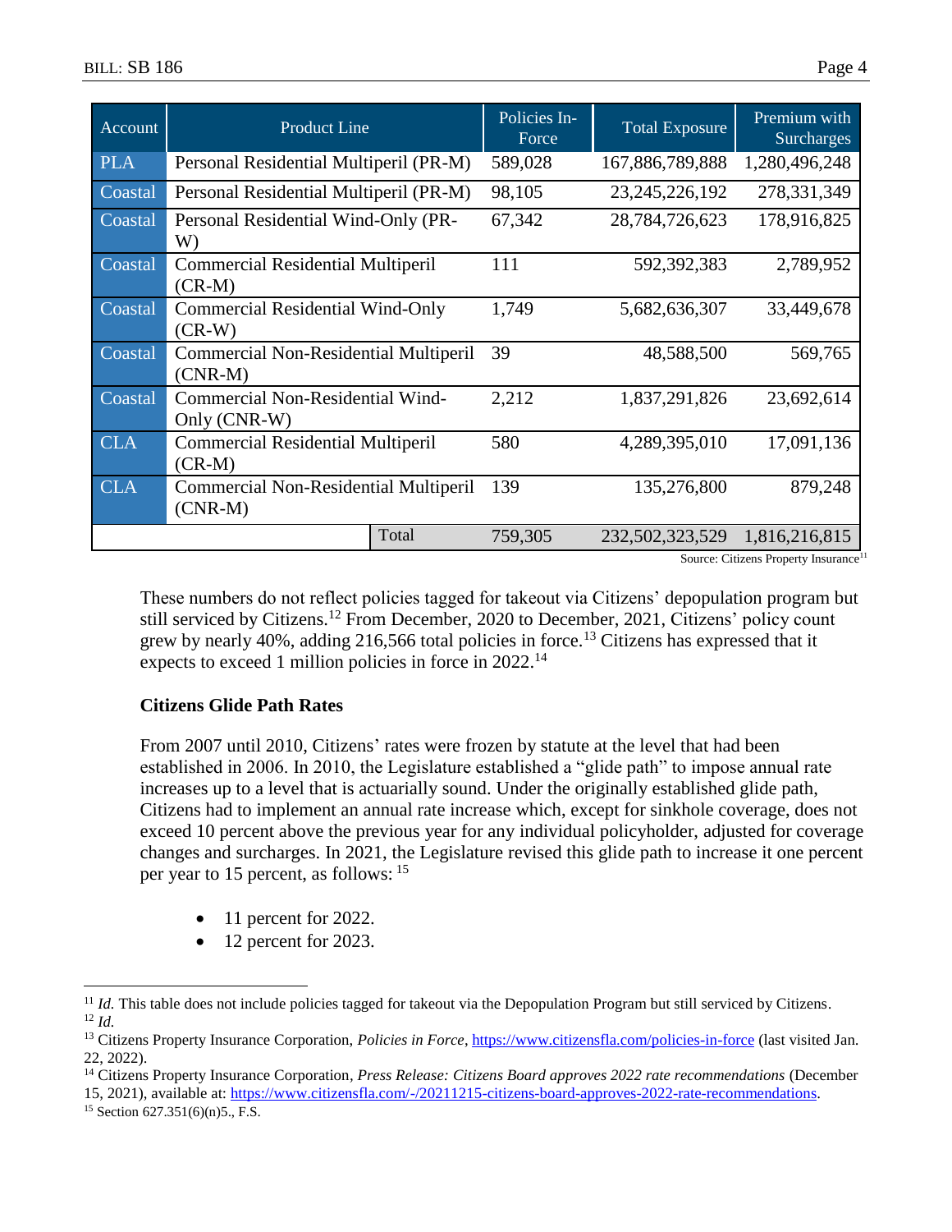| Account | Product Line | Policies In-Force | Total Exposure | Premium with Surcharges |
|---|---|---|---|---|
| PLA | Personal Residential Multiperil (PR-M) | 589,028 | 167,886,789,888 | 1,280,496,248 |
| Coastal | Personal Residential Multiperil (PR-M) | 98,105 | 23,245,226,192 | 278,331,349 |
| Coastal | Personal Residential Wind-Only (PR-W) | 67,342 | 28,784,726,623 | 178,916,825 |
| Coastal | Commercial Residential Multiperil (CR-M) | 111 | 592,392,383 | 2,789,952 |
| Coastal | Commercial Residential Wind-Only (CR-W) | 1,749 | 5,682,636,307 | 33,449,678 |
| Coastal | Commercial Non-Residential Multiperil (CNR-M) | 39 | 48,588,500 | 569,765 |
| Coastal | Commercial Non-Residential Wind-Only (CNR-W) | 2,212 | 1,837,291,826 | 23,692,614 |
| CLA | Commercial Residential Multiperil (CR-M) | 580 | 4,289,395,010 | 17,091,136 |
| CLA | Commercial Non-Residential Multiperil (CNR-M) | 139 | 135,276,800 | 879,248 |
| | Total | 759,305 | 232,502,323,529 | 1,816,216,815 |

Source: Citizens Property Insurance[11]

These numbers do not reflect policies tagged for takeout via Citizens' depopulation program but still serviced by Citizens.[12] From December, 2020 to December, 2021, Citizens' policy count grew by nearly 40%, adding 216,566 total policies in force.[13] Citizens has expressed that it expects to exceed 1 million policies in force in 2022.[14]

**Citizens Glide Path Rates**

From 2007 until 2010, Citizens' rates were frozen by statute at the level that had been established in 2006. In 2010, the Legislature established a "glide path" to impose annual rate increases up to a level that is actuarially sound. Under the originally established glide path, Citizens had to implement an annual rate increase which, except for sinkhole coverage, does not exceed 10 percent above the previous year for any individual policyholder, adjusted for coverage changes and surcharges. In 2021, the Legislature revised this glide path to increase it one percent per year to 15 percent, as follows: [15]

- 11 percent for 2022.
- 12 percent for 2023.

---

[11] *Id.* This table does not include policies tagged for takeout via the Depopulation Program but still serviced by Citizens.

[12] *Id.*

[13] Citizens Property Insurance Corporation, *Policies in Force*, https://www.citizensfla.com/policies-in-force (last visited Jan. 22, 2022).

[14] Citizens Property Insurance Corporation, *Press Release: Citizens Board approves 2022 rate recommendations* (December 15, 2021), available at: https://www.citizensfla.com/-/20211215-citizens-board-approves-2022-rate-recommendations.

[15] Section 627.351(6)(n)5., F.S.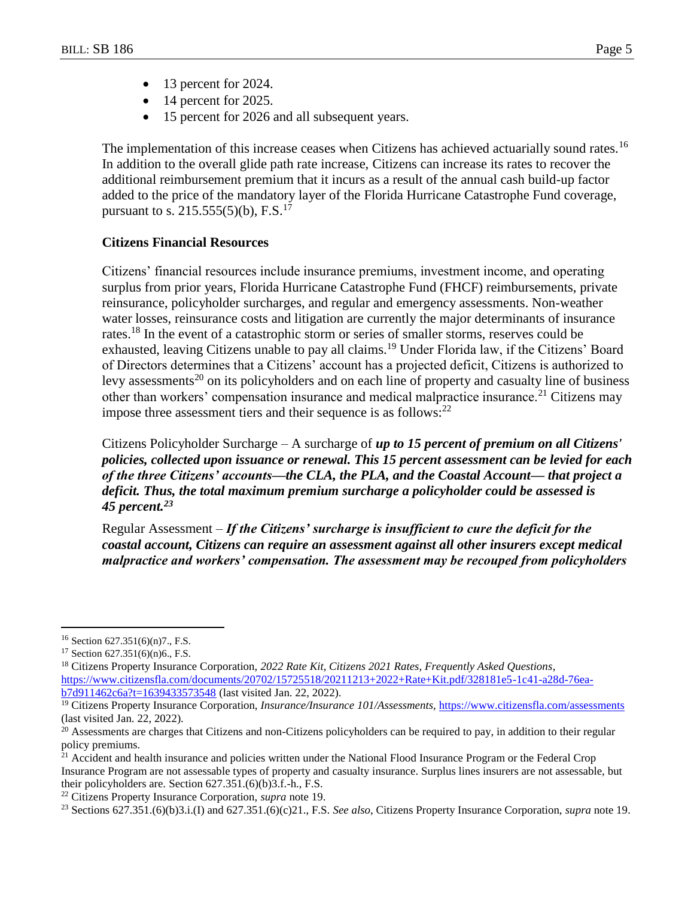- 13 percent for 2024.
- 14 percent for 2025.
- 15 percent for 2026 and all subsequent years.

The implementation of this increase ceases when Citizens has achieved actuarially sound rates.[16] In addition to the overall glide path rate increase, Citizens can increase its rates to recover the additional reimbursement premium that it incurs as a result of the annual cash build-up factor added to the price of the mandatory layer of the Florida Hurricane Catastrophe Fund coverage, pursuant to s. 215.555(5)(b), F.S.[17]

**Citizens Financial Resources**

Citizens' financial resources include insurance premiums, investment income, and operating surplus from prior years, Florida Hurricane Catastrophe Fund (FHCF) reimbursements, private reinsurance, policyholder surcharges, and regular and emergency assessments. Non-weather water losses, reinsurance costs and litigation are currently the major determinants of insurance rates.[18] In the event of a catastrophic storm or series of smaller storms, reserves could be exhausted, leaving Citizens unable to pay all claims.[19] Under Florida law, if the Citizens' Board of Directors determines that a Citizens' account has a projected deficit, Citizens is authorized to levy assessments[20] on its policyholders and on each line of property and casualty line of business other than workers' compensation insurance and medical malpractice insurance.[21] Citizens may impose three assessment tiers and their sequence is as follows:[22]

Citizens Policyholder Surcharge – A surcharge of ***up to 15 percent of premium on all Citizens' policies, collected upon issuance or renewal. This 15 percent assessment can be levied for each of the three Citizens' accounts—the CLA, the PLA, and the Coastal Account— that project a deficit. Thus, the total maximum premium surcharge a policyholder could be assessed is 45 percent.[23]***

Regular Assessment – ***If the Citizens' surcharge is insufficient to cure the deficit for the coastal account, Citizens can require an assessment against all other insurers except medical malpractice and workers' compensation. The assessment may be recouped from policyholders***

---

[16] Section 627.351(6)(n)7., F.S.

[17] Section 627.351(6)(n)6., F.S.

[18] Citizens Property Insurance Corporation, *2022 Rate Kit, Citizens 2021 Rates, Frequently Asked Questions*, https://www.citizensfla.com/documents/20702/15725518/20211213+2022+Rate+Kit.pdf/328181e5-1c41-a28d-76ea-b7d911462c6a?t=1639433573548 (last visited Jan. 22, 2022).

[19] Citizens Property Insurance Corporation, *Insurance/Insurance 101/Assessments*, https://www.citizensfla.com/assessments (last visited Jan. 22, 2022).

[20] Assessments are charges that Citizens and non-Citizens policyholders can be required to pay, in addition to their regular policy premiums.

[21] Accident and health insurance and policies written under the National Flood Insurance Program or the Federal Crop Insurance Program are not assessable types of property and casualty insurance. Surplus lines insurers are not assessable, but their policyholders are. Section 627.351.(6)(b)3.f.-h., F.S.

[22] Citizens Property Insurance Corporation, *supra* note 19.

[23] Sections 627.351.(6)(b)3.i.(I) and 627.351.(6)(c)21., F.S. *See also*, Citizens Property Insurance Corporation, *supra* note 19.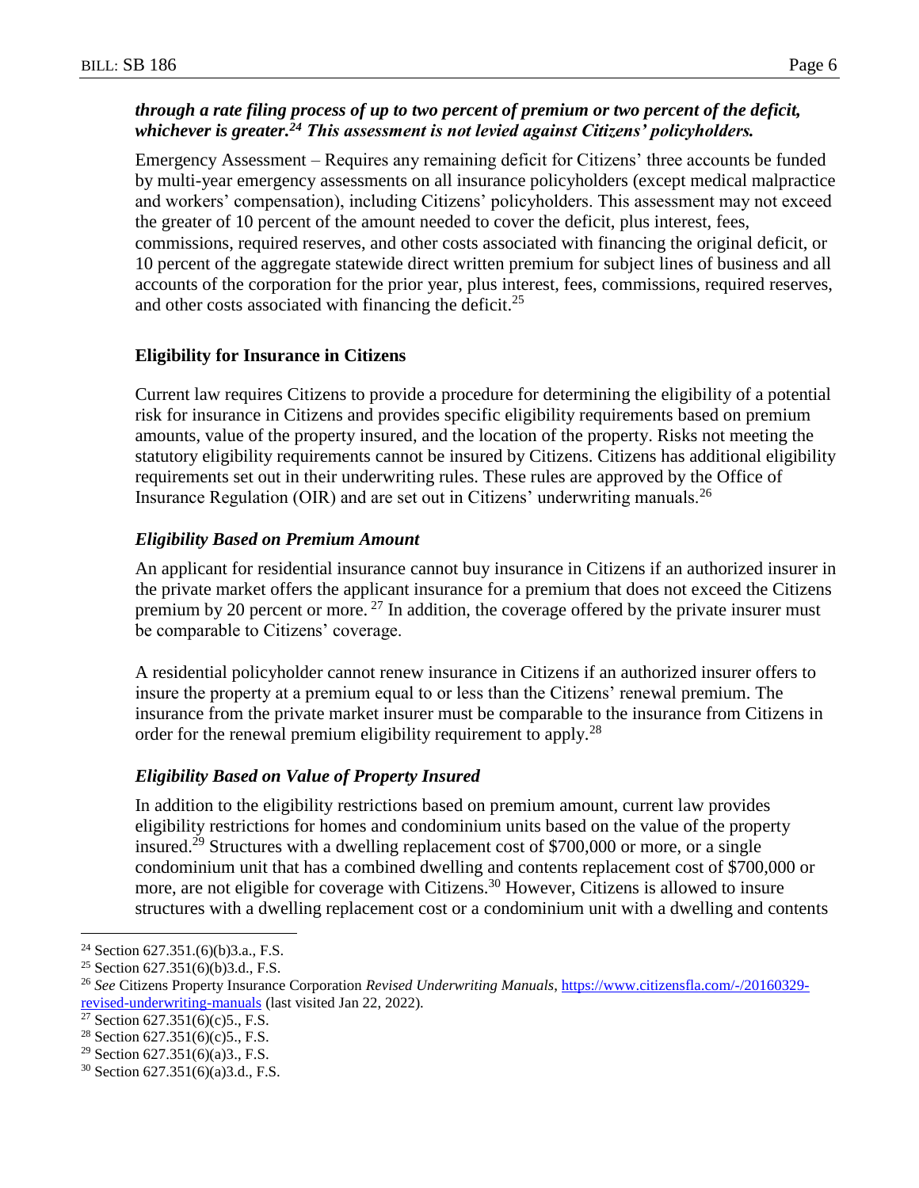***through a rate filing process of up to two percent of premium or two percent of the deficit, whichever is greater.[24] This assessment is not levied against Citizens' policyholders.***

Emergency Assessment – Requires any remaining deficit for Citizens' three accounts be funded by multi-year emergency assessments on all insurance policyholders (except medical malpractice and workers' compensation), including Citizens' policyholders. This assessment may not exceed the greater of 10 percent of the amount needed to cover the deficit, plus interest, fees, commissions, required reserves, and other costs associated with financing the original deficit, or 10 percent of the aggregate statewide direct written premium for subject lines of business and all accounts of the corporation for the prior year, plus interest, fees, commissions, required reserves, and other costs associated with financing the deficit.[25]

**Eligibility for Insurance in Citizens**

Current law requires Citizens to provide a procedure for determining the eligibility of a potential risk for insurance in Citizens and provides specific eligibility requirements based on premium amounts, value of the property insured, and the location of the property. Risks not meeting the statutory eligibility requirements cannot be insured by Citizens. Citizens has additional eligibility requirements set out in their underwriting rules. These rules are approved by the Office of Insurance Regulation (OIR) and are set out in Citizens' underwriting manuals.[26]

***Eligibility Based on Premium Amount***

An applicant for residential insurance cannot buy insurance in Citizens if an authorized insurer in the private market offers the applicant insurance for a premium that does not exceed the Citizens premium by 20 percent or more.[27] In addition, the coverage offered by the private insurer must be comparable to Citizens' coverage.

A residential policyholder cannot renew insurance in Citizens if an authorized insurer offers to insure the property at a premium equal to or less than the Citizens' renewal premium. The insurance from the private market insurer must be comparable to the insurance from Citizens in order for the renewal premium eligibility requirement to apply.[28]

***Eligibility Based on Value of Property Insured***

In addition to the eligibility restrictions based on premium amount, current law provides eligibility restrictions for homes and condominium units based on the value of the property insured.[29] Structures with a dwelling replacement cost of $700,000 or more, or a single condominium unit that has a combined dwelling and contents replacement cost of $700,000 or more, are not eligible for coverage with Citizens.[30] However, Citizens is allowed to insure structures with a dwelling replacement cost or a condominium unit with a dwelling and contents

---

[24] Section 627.351.(6)(b)3.a., F.S.

[25] Section 627.351(6)(b)3.d., F.S.

[26] *See* Citizens Property Insurance Corporation *Revised Underwriting Manuals*, https://www.citizensfla.com/-/20160329-revised-underwriting-manuals (last visited Jan 22, 2022).

[27] Section 627.351(6)(c)5., F.S.

[28] Section 627.351(6)(c)5., F.S.

[29] Section 627.351(6)(a)3., F.S.

[30] Section 627.351(6)(a)3.d., F.S.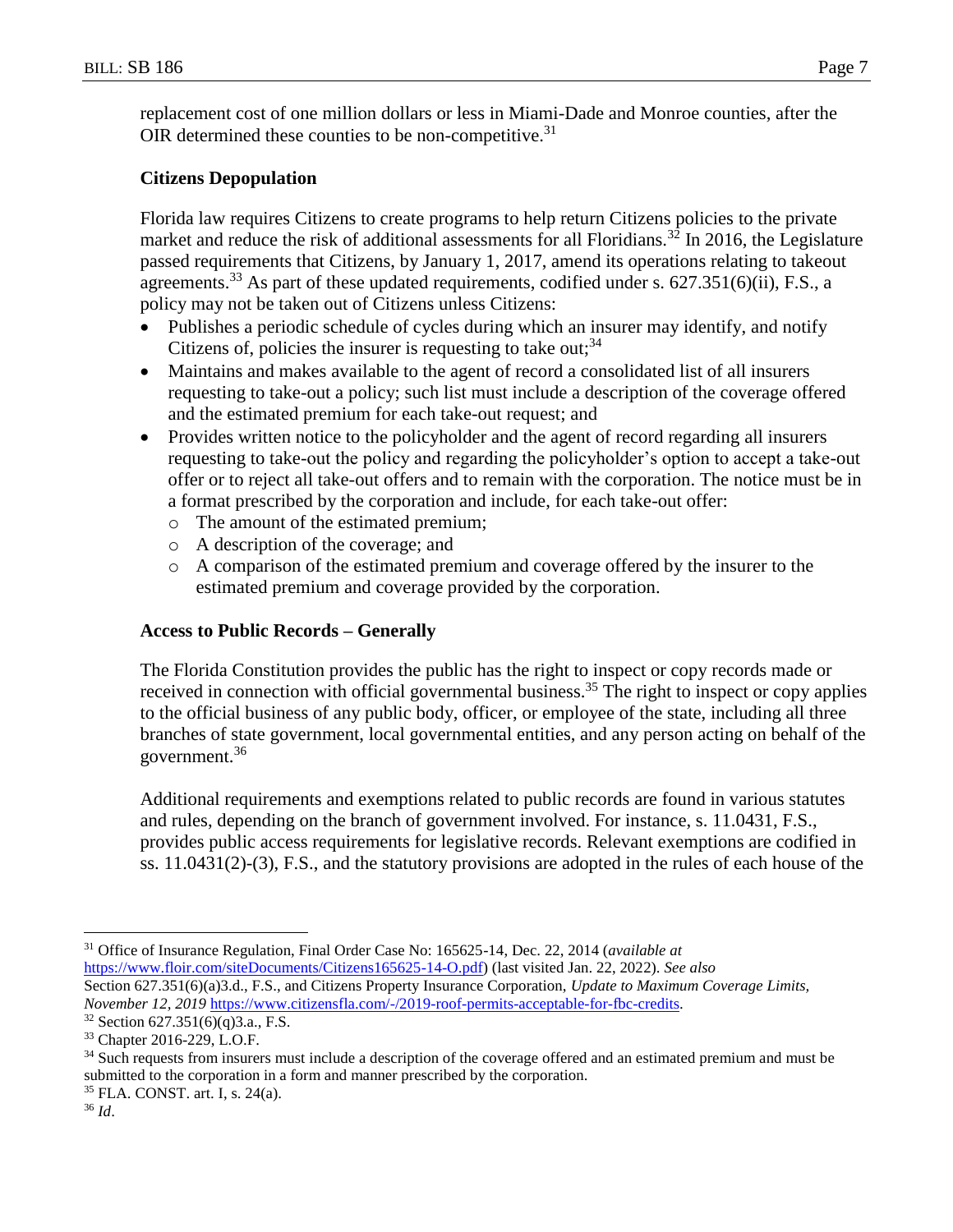replacement cost of one million dollars or less in Miami-Dade and Monroe counties, after the OIR determined these counties to be non-competitive.[31]

### Citizens Depopulation

Florida law requires Citizens to create programs to help return Citizens policies to the private market and reduce the risk of additional assessments for all Floridians.[32] In 2016, the Legislature passed requirements that Citizens, by January 1, 2017, amend its operations relating to takeout agreements.[33] As part of these updated requirements, codified under s. 627.351(6)(ii), F.S., a policy may not be taken out of Citizens unless Citizens:

- Publishes a periodic schedule of cycles during which an insurer may identify, and notify Citizens of, policies the insurer is requesting to take out;[34]
- Maintains and makes available to the agent of record a consolidated list of all insurers requesting to take-out a policy; such list must include a description of the coverage offered and the estimated premium for each take-out request; and
- Provides written notice to the policyholder and the agent of record regarding all insurers requesting to take-out the policy and regarding the policyholder's option to accept a take-out offer or to reject all take-out offers and to remain with the corporation. The notice must be in a format prescribed by the corporation and include, for each take-out offer:
  - The amount of the estimated premium;
  - A description of the coverage; and
  - A comparison of the estimated premium and coverage offered by the insurer to the estimated premium and coverage provided by the corporation.

### Access to Public Records – Generally

The Florida Constitution provides the public has the right to inspect or copy records made or received in connection with official governmental business.[35] The right to inspect or copy applies to the official business of any public body, officer, or employee of the state, including all three branches of state government, local governmental entities, and any person acting on behalf of the government.[36]

Additional requirements and exemptions related to public records are found in various statutes and rules, depending on the branch of government involved. For instance, s. 11.0431, F.S., provides public access requirements for legislative records. Relevant exemptions are codified in ss. 11.0431(2)-(3), F.S., and the statutory provisions are adopted in the rules of each house of the

---

[31] Office of Insurance Regulation, Final Order Case No: 165625-14, Dec. 22, 2014 (*available at* https://www.floir.com/siteDocuments/Citizens165625-14-O.pdf) (last visited Jan. 22, 2022). *See also* Section 627.351(6)(a)3.d., F.S., and Citizens Property Insurance Corporation, *Update to Maximum Coverage Limits, November 12, 2019* https://www.citizensfla.com/-/2019-roof-permits-acceptable-for-fbc-credits.

[32] Section 627.351(6)(q)3.a., F.S.

[33] Chapter 2016-229, L.O.F.

[34] Such requests from insurers must include a description of the coverage offered and an estimated premium and must be submitted to the corporation in a form and manner prescribed by the corporation.

[35] FLA. CONST. art. I, s. 24(a).

[36] *Id*.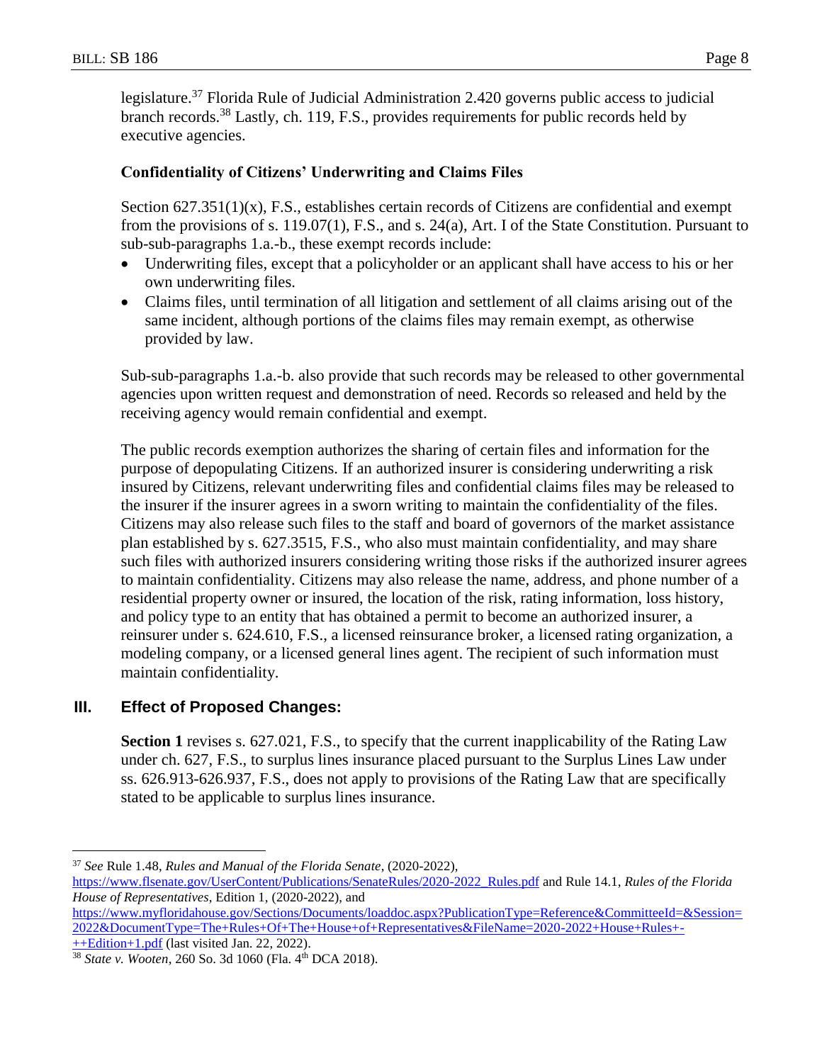legislature.[37] Florida Rule of Judicial Administration 2.420 governs public access to judicial branch records.[38] Lastly, ch. 119, F.S., provides requirements for public records held by executive agencies.

**Confidentiality of Citizens' Underwriting and Claims Files**

Section 627.351(1)(x), F.S., establishes certain records of Citizens are confidential and exempt from the provisions of s. 119.07(1), F.S., and s. 24(a), Art. I of the State Constitution. Pursuant to sub-sub-paragraphs 1.a.-b., these exempt records include:

- Underwriting files, except that a policyholder or an applicant shall have access to his or her own underwriting files.
- Claims files, until termination of all litigation and settlement of all claims arising out of the same incident, although portions of the claims files may remain exempt, as otherwise provided by law.

Sub-sub-paragraphs 1.a.-b. also provide that such records may be released to other governmental agencies upon written request and demonstration of need. Records so released and held by the receiving agency would remain confidential and exempt.

The public records exemption authorizes the sharing of certain files and information for the purpose of depopulating Citizens. If an authorized insurer is considering underwriting a risk insured by Citizens, relevant underwriting files and confidential claims files may be released to the insurer if the insurer agrees in a sworn writing to maintain the confidentiality of the files. Citizens may also release such files to the staff and board of governors of the market assistance plan established by s. 627.3515, F.S., who also must maintain confidentiality, and may share such files with authorized insurers considering writing those risks if the authorized insurer agrees to maintain confidentiality. Citizens may also release the name, address, and phone number of a residential property owner or insured, the location of the risk, rating information, loss history, and policy type to an entity that has obtained a permit to become an authorized insurer, a reinsurer under s. 624.610, F.S., a licensed reinsurance broker, a licensed rating organization, a modeling company, or a licensed general lines agent. The recipient of such information must maintain confidentiality.

## III. Effect of Proposed Changes:

**Section 1** revises s. 627.021, F.S., to specify that the current inapplicability of the Rating Law under ch. 627, F.S., to surplus lines insurance placed pursuant to the Surplus Lines Law under ss. 626.913-626.937, F.S., does not apply to provisions of the Rating Law that are specifically stated to be applicable to surplus lines insurance.

---

[37] *See* Rule 1.48, *Rules and Manual of the Florida Senate*, (2020-2022), https://www.flsenate.gov/UserContent/Publications/SenateRules/2020-2022_Rules.pdf and Rule 14.1, *Rules of the Florida House of Representatives*, Edition 1, (2020-2022), and https://www.myfloridahouse.gov/Sections/Documents/loaddoc.aspx?PublicationType=Reference&CommitteeId=&Session=2022&DocumentType=The+Rules+Of+The+House+of+Representatives&FileName=2020-2022+House+Rules+-++Edition+1.pdf (last visited Jan. 22, 2022).

[38] *State v. Wooten*, 260 So. 3d 1060 (Fla. 4th DCA 2018).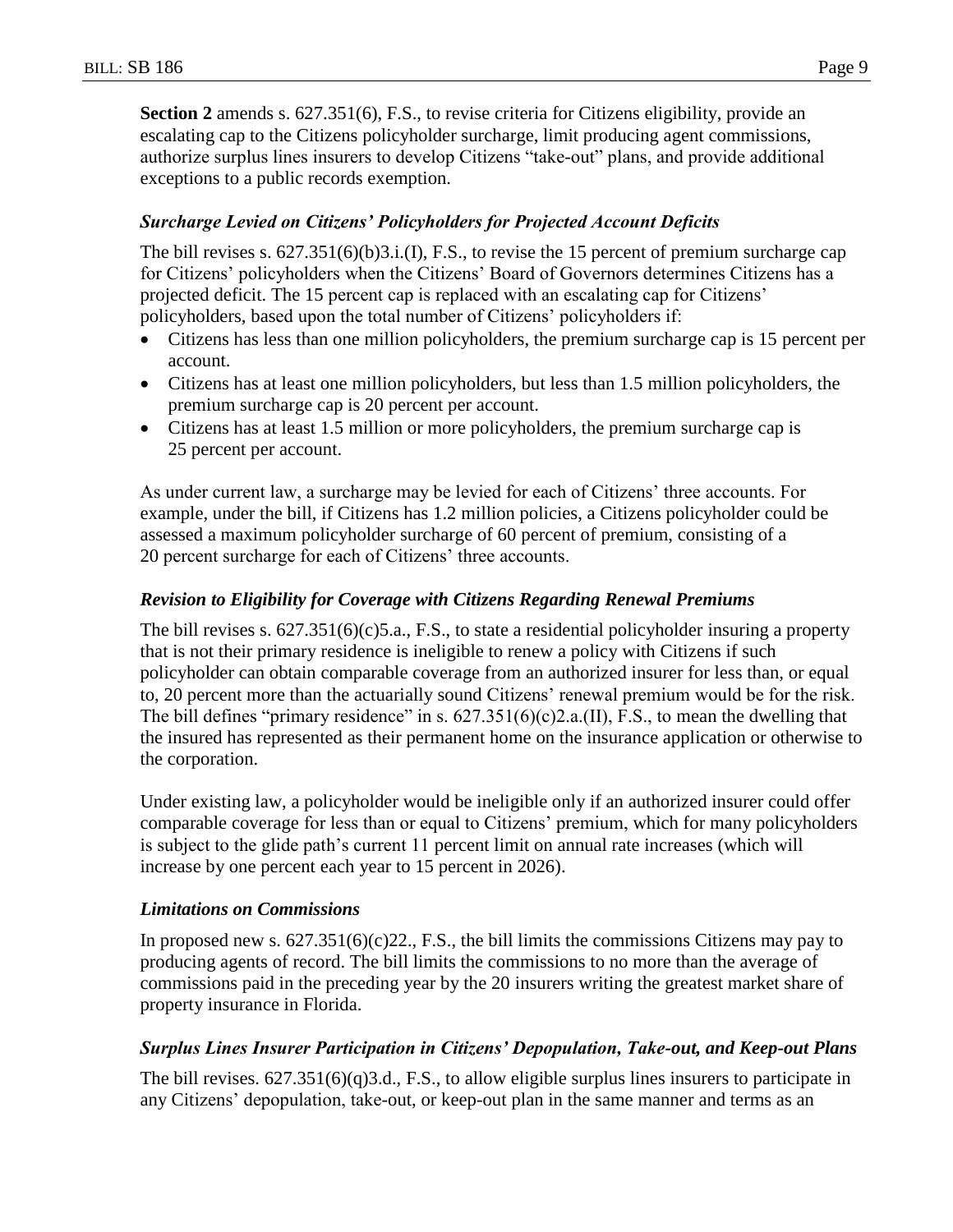**Section 2** amends s. 627.351(6), F.S., to revise criteria for Citizens eligibility, provide an escalating cap to the Citizens policyholder surcharge, limit producing agent commissions, authorize surplus lines insurers to develop Citizens "take-out" plans, and provide additional exceptions to a public records exemption.

### *Surcharge Levied on Citizens' Policyholders for Projected Account Deficits*

The bill revises s. 627.351(6)(b)3.i.(I), F.S., to revise the 15 percent of premium surcharge cap for Citizens' policyholders when the Citizens' Board of Governors determines Citizens has a projected deficit. The 15 percent cap is replaced with an escalating cap for Citizens' policyholders, based upon the total number of Citizens' policyholders if:

- Citizens has less than one million policyholders, the premium surcharge cap is 15 percent per account.
- Citizens has at least one million policyholders, but less than 1.5 million policyholders, the premium surcharge cap is 20 percent per account.
- Citizens has at least 1.5 million or more policyholders, the premium surcharge cap is 25 percent per account.

As under current law, a surcharge may be levied for each of Citizens' three accounts. For example, under the bill, if Citizens has 1.2 million policies, a Citizens policyholder could be assessed a maximum policyholder surcharge of 60 percent of premium, consisting of a 20 percent surcharge for each of Citizens' three accounts.

### *Revision to Eligibility for Coverage with Citizens Regarding Renewal Premiums*

The bill revises s. 627.351(6)(c)5.a., F.S., to state a residential policyholder insuring a property that is not their primary residence is ineligible to renew a policy with Citizens if such policyholder can obtain comparable coverage from an authorized insurer for less than, or equal to, 20 percent more than the actuarially sound Citizens' renewal premium would be for the risk. The bill defines "primary residence" in s. 627.351(6)(c)2.a.(II), F.S., to mean the dwelling that the insured has represented as their permanent home on the insurance application or otherwise to the corporation.

Under existing law, a policyholder would be ineligible only if an authorized insurer could offer comparable coverage for less than or equal to Citizens' premium, which for many policyholders is subject to the glide path's current 11 percent limit on annual rate increases (which will increase by one percent each year to 15 percent in 2026).

### *Limitations on Commissions*

In proposed new s. 627.351(6)(c)22., F.S., the bill limits the commissions Citizens may pay to producing agents of record. The bill limits the commissions to no more than the average of commissions paid in the preceding year by the 20 insurers writing the greatest market share of property insurance in Florida.

### *Surplus Lines Insurer Participation in Citizens' Depopulation, Take-out, and Keep-out Plans*

The bill revises. 627.351(6)(q)3.d., F.S., to allow eligible surplus lines insurers to participate in any Citizens' depopulation, take-out, or keep-out plan in the same manner and terms as an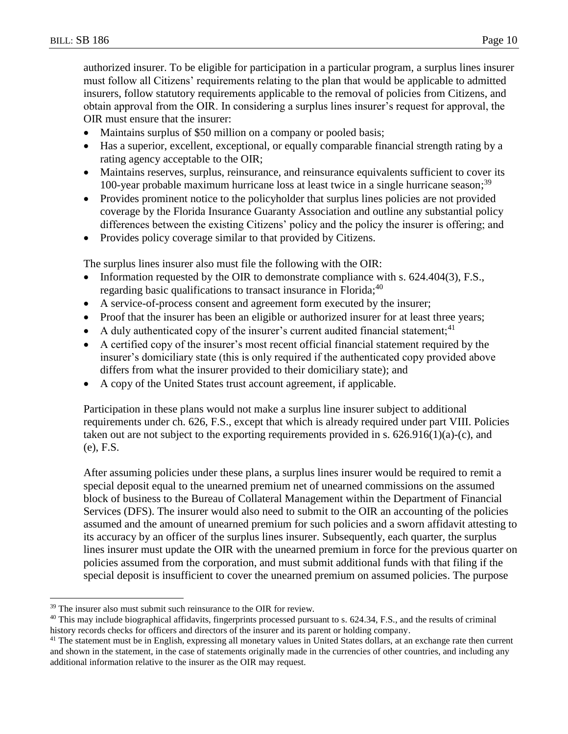authorized insurer. To be eligible for participation in a particular program, a surplus lines insurer must follow all Citizens' requirements relating to the plan that would be applicable to admitted insurers, follow statutory requirements applicable to the removal of policies from Citizens, and obtain approval from the OIR. In considering a surplus lines insurer's request for approval, the OIR must ensure that the insurer:

- Maintains surplus of $50 million on a company or pooled basis;
- Has a superior, excellent, exceptional, or equally comparable financial strength rating by a rating agency acceptable to the OIR;
- Maintains reserves, surplus, reinsurance, and reinsurance equivalents sufficient to cover its 100-year probable maximum hurricane loss at least twice in a single hurricane season;[39]
- Provides prominent notice to the policyholder that surplus lines policies are not provided coverage by the Florida Insurance Guaranty Association and outline any substantial policy differences between the existing Citizens' policy and the policy the insurer is offering; and
- Provides policy coverage similar to that provided by Citizens.

The surplus lines insurer also must file the following with the OIR:

- Information requested by the OIR to demonstrate compliance with s. 624.404(3), F.S., regarding basic qualifications to transact insurance in Florida;[40]
- A service-of-process consent and agreement form executed by the insurer;
- Proof that the insurer has been an eligible or authorized insurer for at least three years;
- A duly authenticated copy of the insurer's current audited financial statement;[41]
- A certified copy of the insurer's most recent official financial statement required by the insurer's domiciliary state (this is only required if the authenticated copy provided above differs from what the insurer provided to their domiciliary state); and
- A copy of the United States trust account agreement, if applicable.

Participation in these plans would not make a surplus line insurer subject to additional requirements under ch. 626, F.S., except that which is already required under part VIII. Policies taken out are not subject to the exporting requirements provided in s. 626.916(1)(a)-(c), and (e), F.S.

After assuming policies under these plans, a surplus lines insurer would be required to remit a special deposit equal to the unearned premium net of unearned commissions on the assumed block of business to the Bureau of Collateral Management within the Department of Financial Services (DFS). The insurer would also need to submit to the OIR an accounting of the policies assumed and the amount of unearned premium for such policies and a sworn affidavit attesting to its accuracy by an officer of the surplus lines insurer. Subsequently, each quarter, the surplus lines insurer must update the OIR with the unearned premium in force for the previous quarter on policies assumed from the corporation, and must submit additional funds with that filing if the special deposit is insufficient to cover the unearned premium on assumed policies. The purpose

[39] The insurer also must submit such reinsurance to the OIR for review.

[40] This may include biographical affidavits, fingerprints processed pursuant to s. 624.34, F.S., and the results of criminal history records checks for officers and directors of the insurer and its parent or holding company.

[41] The statement must be in English, expressing all monetary values in United States dollars, at an exchange rate then current and shown in the statement, in the case of statements originally made in the currencies of other countries, and including any additional information relative to the insurer as the OIR may request.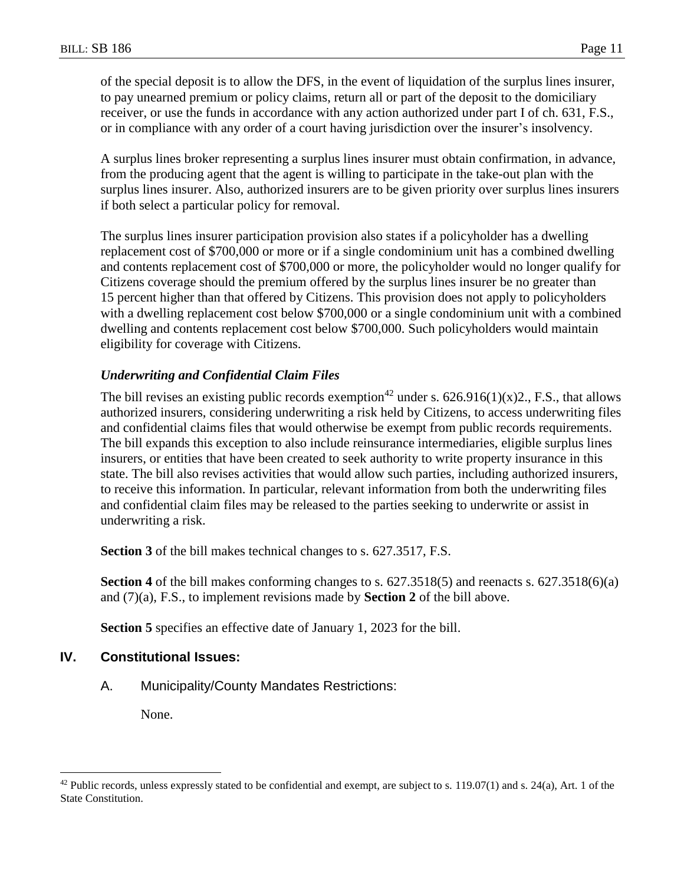of the special deposit is to allow the DFS, in the event of liquidation of the surplus lines insurer, to pay unearned premium or policy claims, return all or part of the deposit to the domiciliary receiver, or use the funds in accordance with any action authorized under part I of ch. 631, F.S., or in compliance with any order of a court having jurisdiction over the insurer's insolvency.

A surplus lines broker representing a surplus lines insurer must obtain confirmation, in advance, from the producing agent that the agent is willing to participate in the take-out plan with the surplus lines insurer. Also, authorized insurers are to be given priority over surplus lines insurers if both select a particular policy for removal.

The surplus lines insurer participation provision also states if a policyholder has a dwelling replacement cost of $700,000 or more or if a single condominium unit has a combined dwelling and contents replacement cost of $700,000 or more, the policyholder would no longer qualify for Citizens coverage should the premium offered by the surplus lines insurer be no greater than 15 percent higher than that offered by Citizens. This provision does not apply to policyholders with a dwelling replacement cost below $700,000 or a single condominium unit with a combined dwelling and contents replacement cost below $700,000. Such policyholders would maintain eligibility for coverage with Citizens.

***Underwriting and Confidential Claim Files***

The bill revises an existing public records exemption[42] under s. 626.916(1)(x)2., F.S., that allows authorized insurers, considering underwriting a risk held by Citizens, to access underwriting files and confidential claims files that would otherwise be exempt from public records requirements. The bill expands this exception to also include reinsurance intermediaries, eligible surplus lines insurers, or entities that have been created to seek authority to write property insurance in this state. The bill also revises activities that would allow such parties, including authorized insurers, to receive this information. In particular, relevant information from both the underwriting files and confidential claim files may be released to the parties seeking to underwrite or assist in underwriting a risk.

**Section 3** of the bill makes technical changes to s. 627.3517, F.S.

**Section 4** of the bill makes conforming changes to s. 627.3518(5) and reenacts s. 627.3518(6)(a) and (7)(a), F.S., to implement revisions made by **Section 2** of the bill above.

**Section 5** specifies an effective date of January 1, 2023 for the bill.

## IV. Constitutional Issues:

A. Municipality/County Mandates Restrictions:

None.

---

[42] Public records, unless expressly stated to be confidential and exempt, are subject to s. 119.07(1) and s. 24(a), Art. 1 of the State Constitution.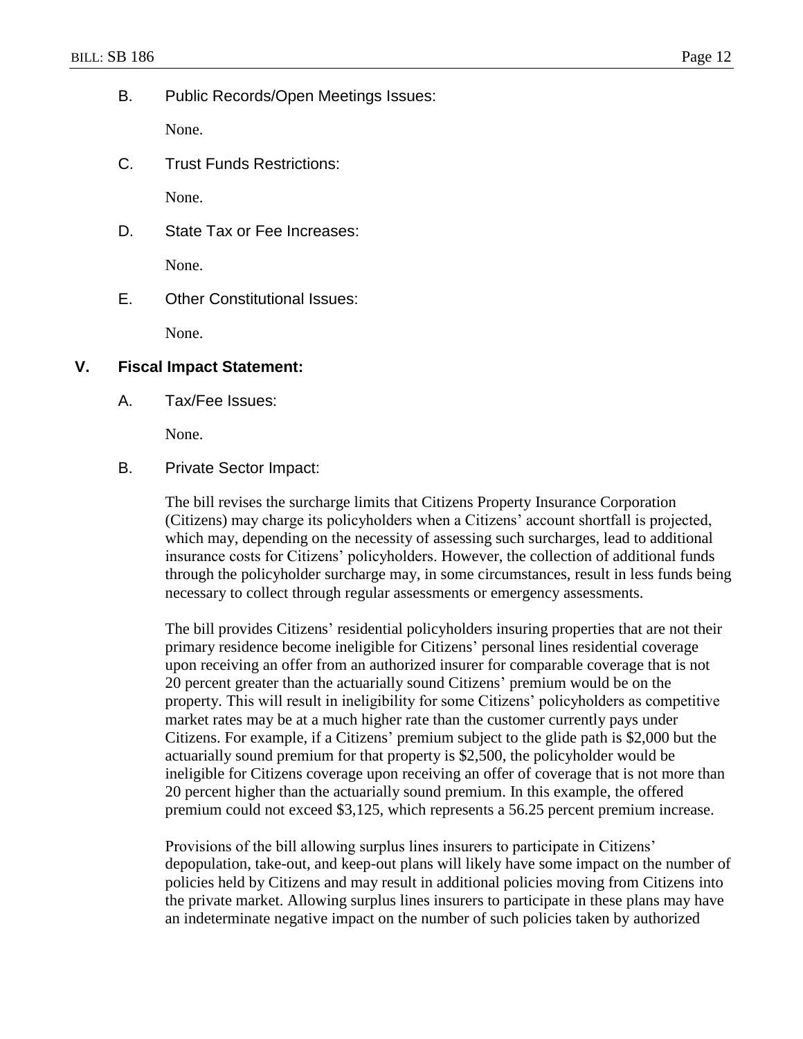B. Public Records/Open Meetings Issues:

None.

C. Trust Funds Restrictions:

None.

D. State Tax or Fee Increases:

None.

E. Other Constitutional Issues:

None.

## V. Fiscal Impact Statement:

A. Tax/Fee Issues:

None.

B. Private Sector Impact:

The bill revises the surcharge limits that Citizens Property Insurance Corporation (Citizens) may charge its policyholders when a Citizens' account shortfall is projected, which may, depending on the necessity of assessing such surcharges, lead to additional insurance costs for Citizens' policyholders. However, the collection of additional funds through the policyholder surcharge may, in some circumstances, result in less funds being necessary to collect through regular assessments or emergency assessments.

The bill provides Citizens' residential policyholders insuring properties that are not their primary residence become ineligible for Citizens' personal lines residential coverage upon receiving an offer from an authorized insurer for comparable coverage that is not 20 percent greater than the actuarially sound Citizens' premium would be on the property. This will result in ineligibility for some Citizens' policyholders as competitive market rates may be at a much higher rate than the customer currently pays under Citizens. For example, if a Citizens' premium subject to the glide path is $2,000 but the actuarially sound premium for that property is $2,500, the policyholder would be ineligible for Citizens coverage upon receiving an offer of coverage that is not more than 20 percent higher than the actuarially sound premium. In this example, the offered premium could not exceed $3,125, which represents a 56.25 percent premium increase.

Provisions of the bill allowing surplus lines insurers to participate in Citizens' depopulation, take-out, and keep-out plans will likely have some impact on the number of policies held by Citizens and may result in additional policies moving from Citizens into the private market. Allowing surplus lines insurers to participate in these plans may have an indeterminate negative impact on the number of such policies taken by authorized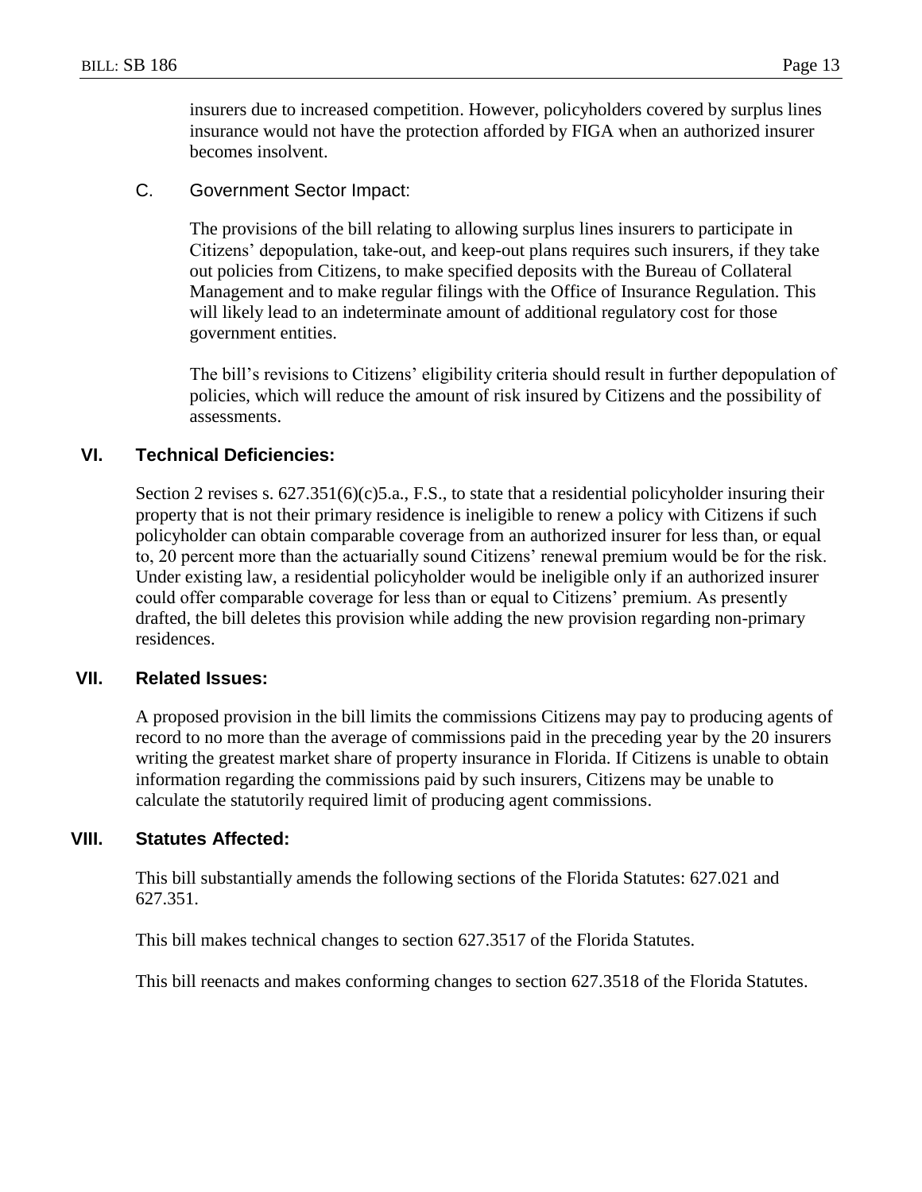insurers due to increased competition. However, policyholders covered by surplus lines insurance would not have the protection afforded by FIGA when an authorized insurer becomes insolvent.

C. Government Sector Impact:

The provisions of the bill relating to allowing surplus lines insurers to participate in Citizens' depopulation, take-out, and keep-out plans requires such insurers, if they take out policies from Citizens, to make specified deposits with the Bureau of Collateral Management and to make regular filings with the Office of Insurance Regulation. This will likely lead to an indeterminate amount of additional regulatory cost for those government entities.

The bill's revisions to Citizens' eligibility criteria should result in further depopulation of policies, which will reduce the amount of risk insured by Citizens and the possibility of assessments.

## VI. Technical Deficiencies:

Section 2 revises s. 627.351(6)(c)5.a., F.S., to state that a residential policyholder insuring their property that is not their primary residence is ineligible to renew a policy with Citizens if such policyholder can obtain comparable coverage from an authorized insurer for less than, or equal to, 20 percent more than the actuarially sound Citizens' renewal premium would be for the risk. Under existing law, a residential policyholder would be ineligible only if an authorized insurer could offer comparable coverage for less than or equal to Citizens' premium. As presently drafted, the bill deletes this provision while adding the new provision regarding non-primary residences.

## VII. Related Issues:

A proposed provision in the bill limits the commissions Citizens may pay to producing agents of record to no more than the average of commissions paid in the preceding year by the 20 insurers writing the greatest market share of property insurance in Florida. If Citizens is unable to obtain information regarding the commissions paid by such insurers, Citizens may be unable to calculate the statutorily required limit of producing agent commissions.

## VIII. Statutes Affected:

This bill substantially amends the following sections of the Florida Statutes: 627.021 and 627.351.

This bill makes technical changes to section 627.3517 of the Florida Statutes.

This bill reenacts and makes conforming changes to section 627.3518 of the Florida Statutes.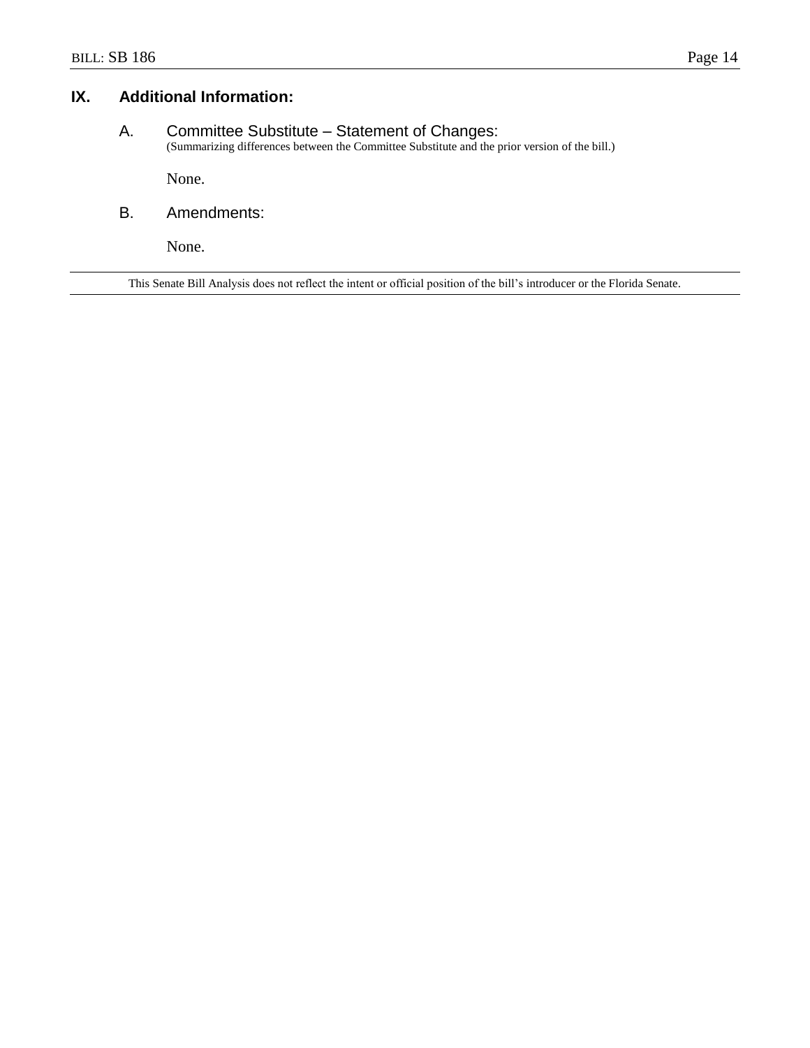## IX. Additional Information:

### A. Committee Substitute – Statement of Changes:

(Summarizing differences between the Committee Substitute and the prior version of the bill.)

None.

### B. Amendments:

None.

---

This Senate Bill Analysis does not reflect the intent or official position of the bill's introducer or the Florida Senate.

---